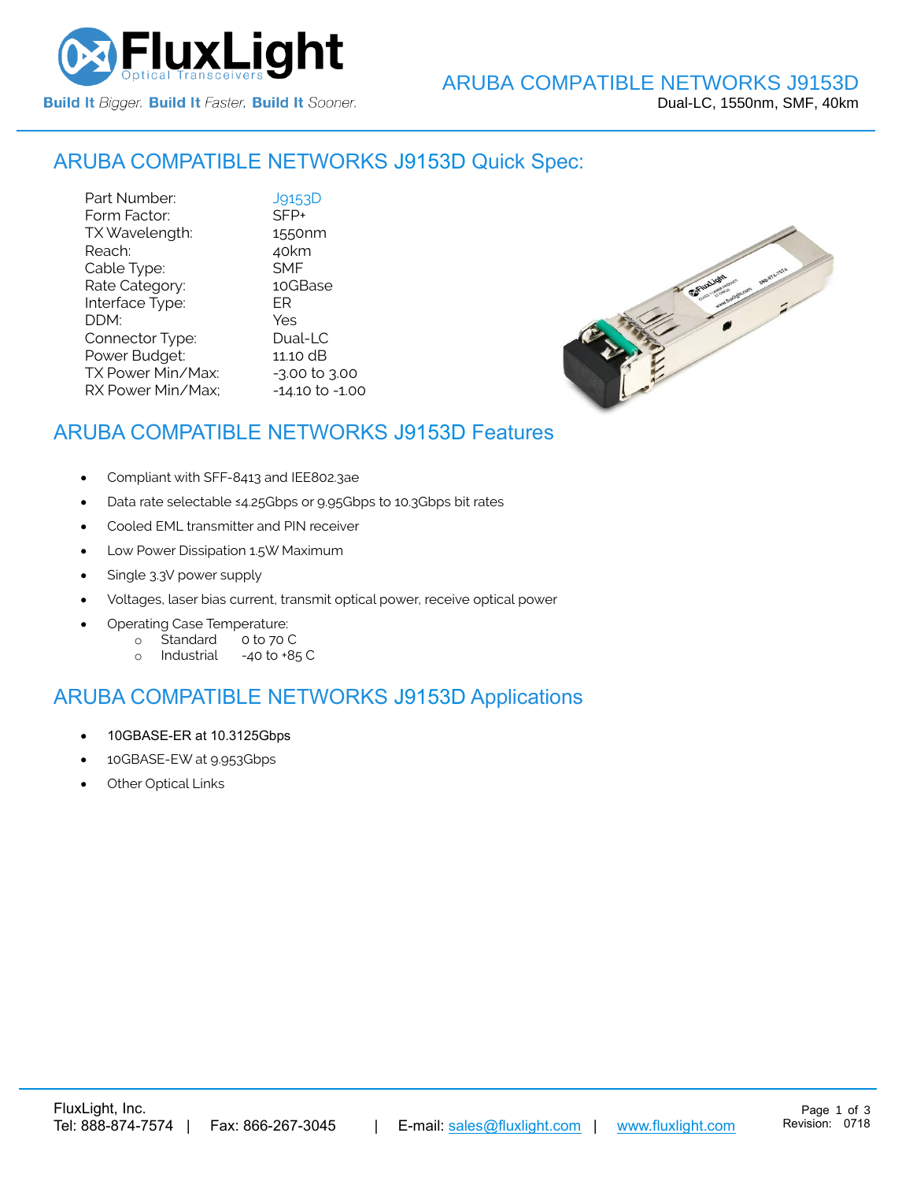# ARUBA COMPATIBLE NETWORKS J9153D

Dual-LC, 1550nm, SMF, 40km

## ARUBA COMPATIBLE NETWORKS J9153D Quick Spec:

| | |
|---|---|
| Part Number: | J9153D |
| Form Factor: | SFP+ |
| TX Wavelength: | 1550nm |
| Reach: | 40km |
| Cable Type: | SMF |
| Rate Category: | 10GBase |
| Interface Type: | ER |
| DDM: | Yes |
| Connector Type: | Dual-LC |
| Power Budget: | 11.10 dB |
| TX Power Min/Max: | -3.00 to 3.00 |
| RX Power Min/Max; | -14.10 to -1.00 |

## ARUBA COMPATIBLE NETWORKS J9153D Features

- Compliant with SFF-8413 and IEE802.3ae
- Data rate selectable ≤4.25Gbps or 9.95Gbps to 10.3Gbps bit rates
- Cooled EML transmitter and PIN receiver
- Low Power Dissipation 1.5W Maximum
- Single 3.3V power supply
- Voltages, laser bias current, transmit optical power, receive optical power
- Operating Case Temperature:
  - Standard 0 to 70 C
  - Industrial -40 to +85 C

## ARUBA COMPATIBLE NETWORKS J9153D Applications

- 10GBASE-ER at 10.3125Gbps
- 10GBASE-EW at 9.953Gbps
- Other Optical Links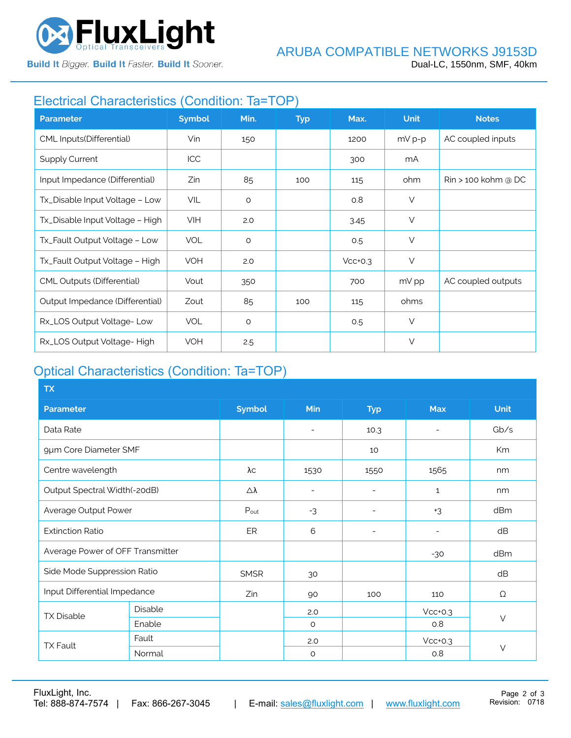## Electrical Characteristics (Condition: Ta=TOP)

| Parameter | Symbol | Min. | Typ | Max. | Unit | Notes |
|---|---|---|---|---|---|---|
| CML Inputs(Differential) | Vin | 150 | | 1200 | mV p-p | AC coupled inputs |
| Supply Current | ICC | | | 300 | mA | |
| Input Impedance (Differential) | Zin | 85 | 100 | 115 | ohm | Rin > 100 kohm @ DC |
| Tx_Disable Input Voltage – Low | VIL | 0 | | 0.8 | V | |
| Tx_Disable Input Voltage – High | VIH | 2.0 | | 3.45 | V | |
| Tx_Fault Output Voltage – Low | VOL | 0 | | 0.5 | V | |
| Tx_Fault Output Voltage – High | VOH | 2.0 | | Vcc+0.3 | V | |
| CML Outputs (Differential) | Vout | 350 | | 700 | mV pp | AC coupled outputs |
| Output Impedance (Differential) | Zout | 85 | 100 | 115 | ohms | |
| Rx_LOS Output Voltage- Low | VOL | 0 | | 0.5 | V | |
| Rx_LOS Output Voltage- High | VOH | 2.5 | | | V | |

## Optical Characteristics (Condition: Ta=TOP)

| TX | | | | | | |
|---|---|---|---|---|---|---|
| **Parameter** | | **Symbol** | **Min** | **Typ** | **Max** | **Unit** |
| Data Rate | | | - | 10.3 | - | Gb/s |
| 9µm Core Diameter SMF | | | | 10 | | Km |
| Centre wavelength | | λc | 1530 | 1550 | 1565 | nm |
| Output Spectral Width(-20dB) | | Δλ | - | - | 1 | nm |
| Average Output Power | | $P_{out}$ | -3 | - | +3 | dBm |
| Extinction Ratio | | ER | 6 | - | - | dB |
| Average Power of OFF Transmitter | | | | | -30 | dBm |
| Side Mode Suppression Ratio | | SMSR | 30 | | | dB |
| Input Differential Impedance | | Zin | 90 | 100 | 110 | Ω |
| TX Disable | Disable | | 2.0 | | Vcc+0.3 | V |
| | Enable | | 0 | | 0.8 | |
| TX Fault | Fault | | 2.0 | | Vcc+0.3 | V |
| | Normal | | 0 | | 0.8 | |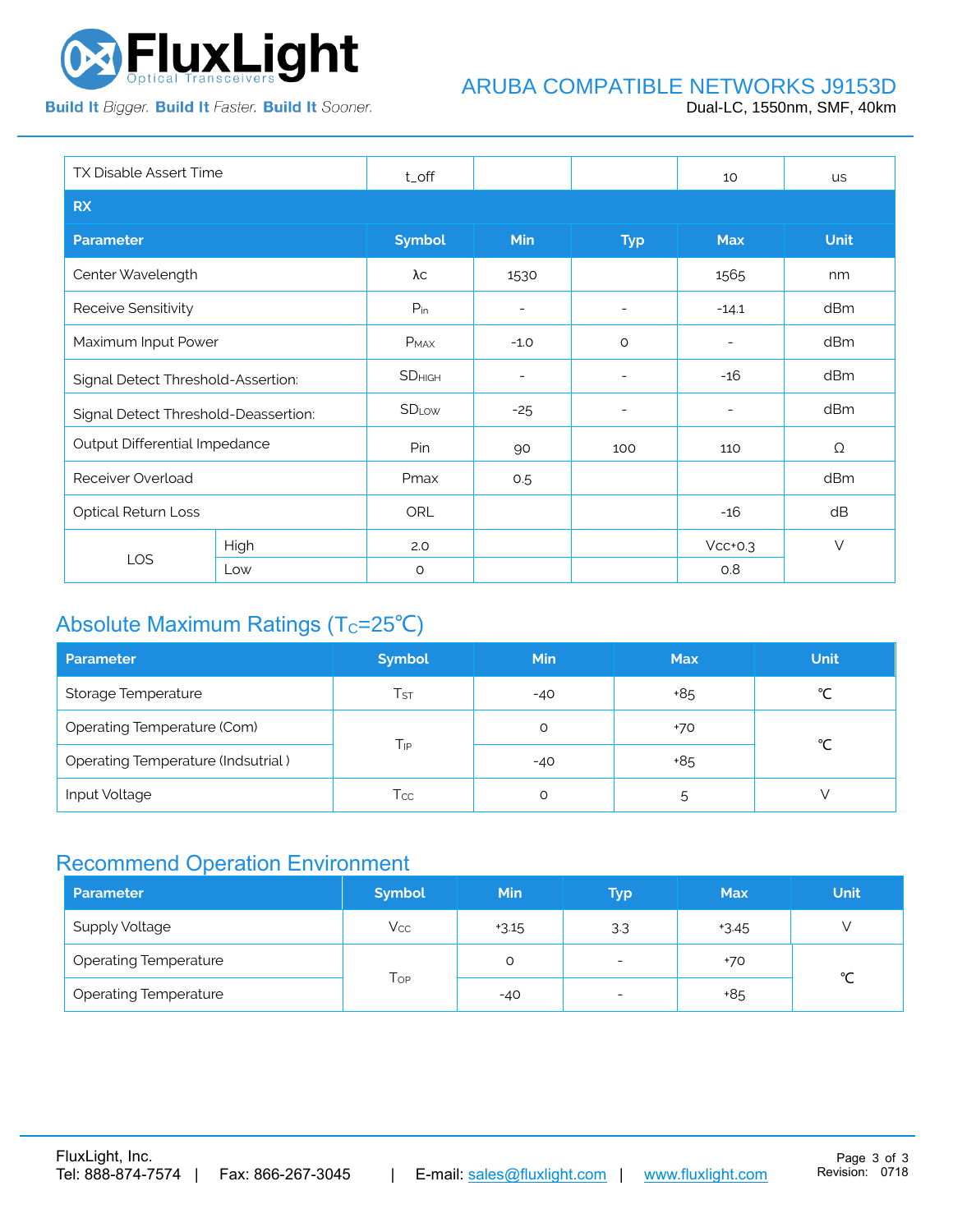| | | | | | |
|---|---|---|---|---|---|
| TX Disable Assert Time | t_off | | | 10 | us |
| **RX** | | | | | |
| **Parameter** | **Symbol** | **Min** | **Typ** | **Max** | **Unit** |
| Center Wavelength | λc | 1530 | | 1565 | nm |
| Receive Sensitivity | $P_{in}$ | - | - | -14.1 | dBm |
| Maximum Input Power | $P_{MAX}$ | -1.0 | 0 | - | dBm |
| Signal Detect Threshold-Assertion: | $SD_{HIGH}$ | - | - | -16 | dBm |
| Signal Detect Threshold-Deassertion: | $SD_{LOW}$ | -25 | - | - | dBm |
| Output Differential Impedance | Pin | 90 | 100 | 110 | Ω |
| Receiver Overload | Pmax | 0.5 | | | dBm |
| Optical Return Loss | ORL | | | -16 | dB |
| LOS High | 2.0 | | | Vcc+0.3 | V |
| LOS Low | 0 | | | 0.8 | |

## Absolute Maximum Ratings ($T_C$=25℃)

| Parameter | Symbol | Min | Max | Unit |
|---|---|---|---|---|
| Storage Temperature | $T_{ST}$ | -40 | +85 | ℃ |
| Operating Temperature (Com) | $T_{IP}$ | 0 | +70 | ℃ |
| Operating Temperature (Indsutrial ) | | -40 | +85 | |
| Input Voltage | $T_{CC}$ | 0 | 5 | V |

## Recommend Operation Environment

| Parameter | Symbol | Min | Typ | Max | Unit |
|---|---|---|---|---|---|
| Supply Voltage | $V_{CC}$ | +3.15 | 3.3 | +3.45 | V |
| Operating Temperature | $T_{OP}$ | 0 | - | +70 | ℃ |
| Operating Temperature | | -40 | - | +85 | |